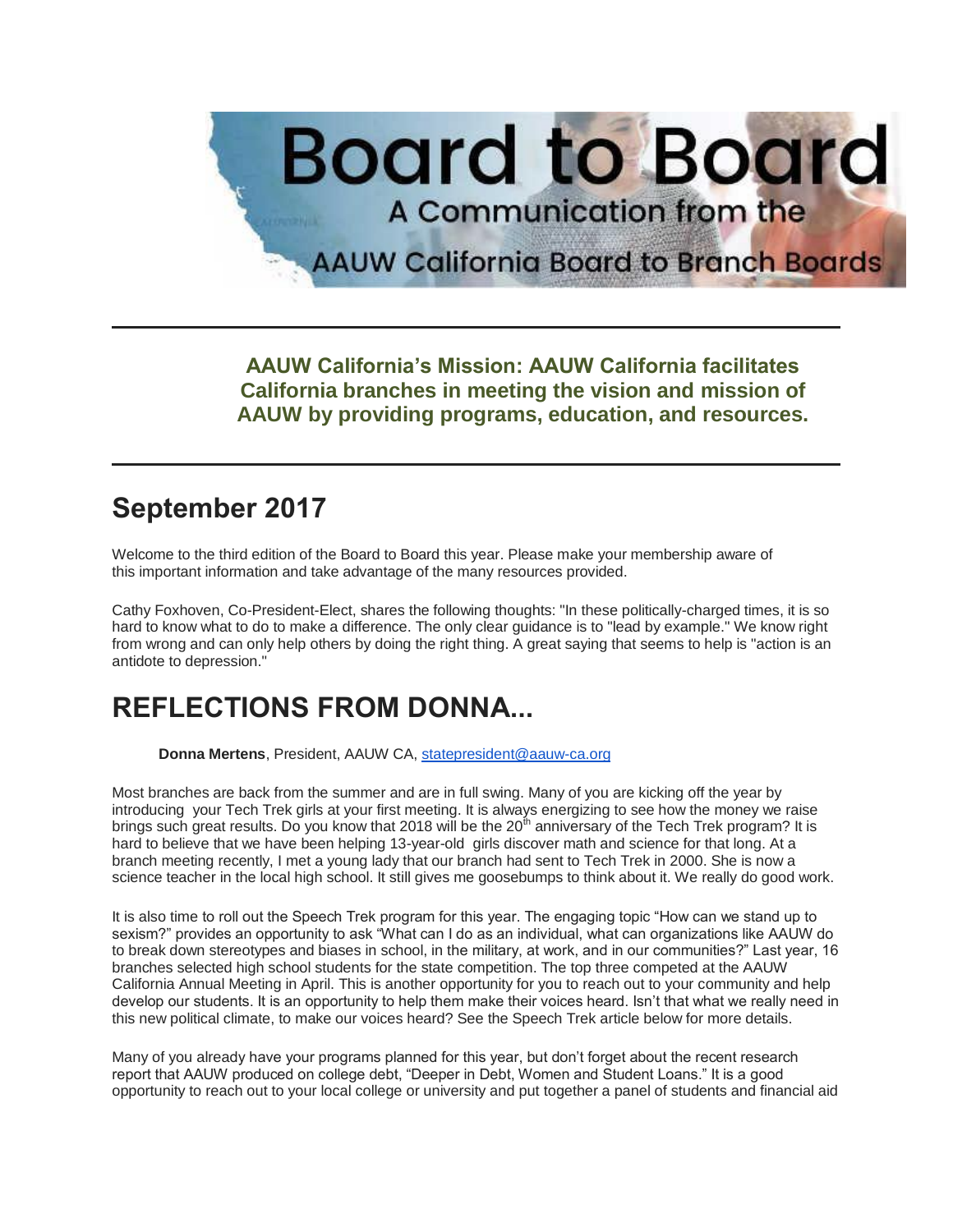# Board to Board

A Communication from the

AAUW California Board to Branch Boards

---

**AAUW California's Mission: AAUW California facilitates California branches in meeting the vision and mission of AAUW by providing programs, education, and resources.**

---

## September 2017

Welcome to the third edition of the Board to Board this year. Please make your membership aware of this important information and take advantage of the many resources provided.

Cathy Foxhoven, Co-President-Elect, shares the following thoughts: "In these politically-charged times, it is so hard to know what to do to make a difference. The only clear guidance is to "lead by example." We know right from wrong and can only help others by doing the right thing. A great saying that seems to help is "action is an antidote to depression."

# REFLECTIONS FROM DONNA...

**Donna Mertens**, President, AAUW CA, statepresident@aauw-ca.org

Most branches are back from the summer and are in full swing. Many of you are kicking off the year by introducing your Tech Trek girls at your first meeting. It is always energizing to see how the money we raise brings such great results. Do you know that 2018 will be the 20th anniversary of the Tech Trek program? It is hard to believe that we have been helping 13-year-old girls discover math and science for that long. At a branch meeting recently, I met a young lady that our branch had sent to Tech Trek in 2000. She is now a science teacher in the local high school. It still gives me goosebumps to think about it. We really do good work.

It is also time to roll out the Speech Trek program for this year. The engaging topic "How can we stand up to sexism?" provides an opportunity to ask "What can I do as an individual, what can organizations like AAUW do to break down stereotypes and biases in school, in the military, at work, and in our communities?" Last year, 16 branches selected high school students for the state competition. The top three competed at the AAUW California Annual Meeting in April. This is another opportunity for you to reach out to your community and help develop our students. It is an opportunity to help them make their voices heard. Isn't that what we really need in this new political climate, to make our voices heard? See the Speech Trek article below for more details.

Many of you already have your programs planned for this year, but don't forget about the recent research report that AAUW produced on college debt, "Deeper in Debt, Women and Student Loans." It is a good opportunity to reach out to your local college or university and put together a panel of students and financial aid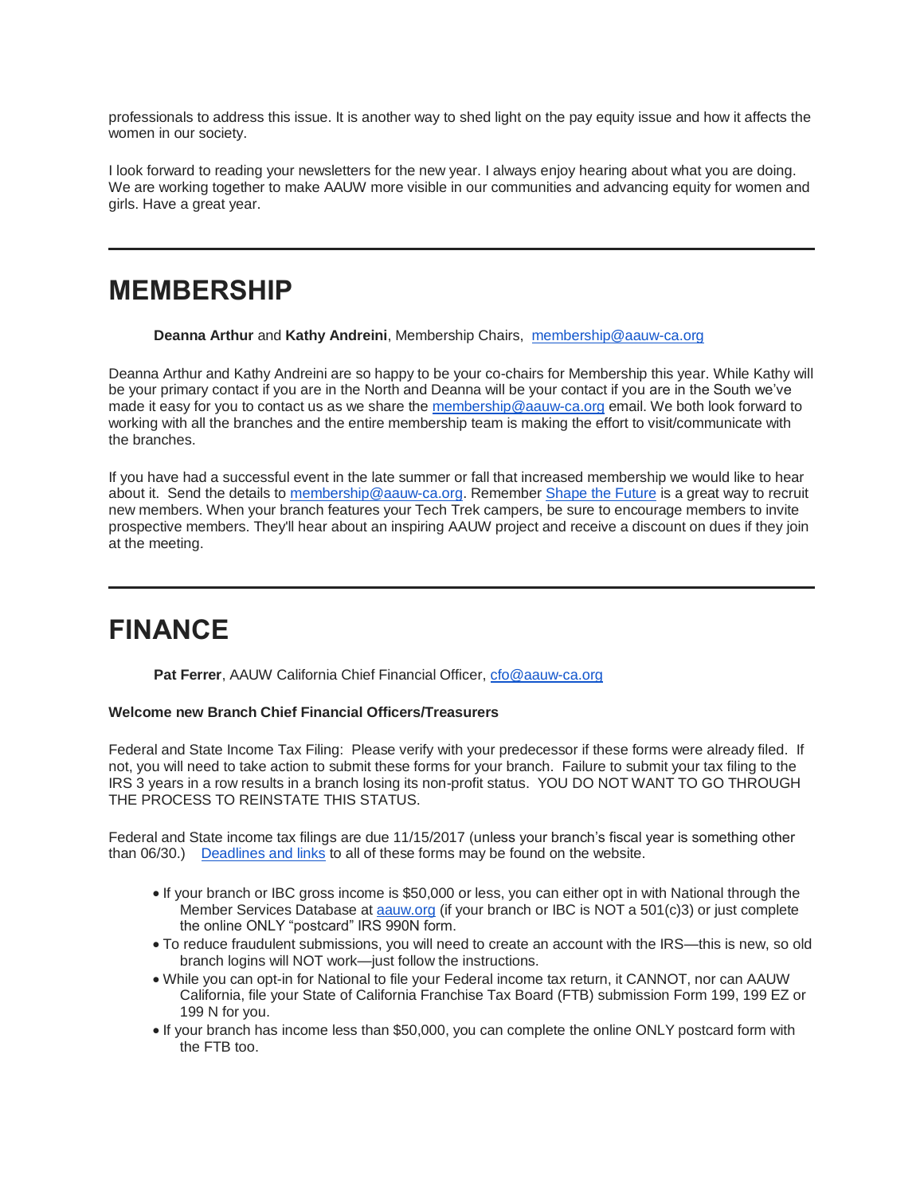professionals to address this issue. It is another way to shed light on the pay equity issue and how it affects the women in our society.

I look forward to reading your newsletters for the new year. I always enjoy hearing about what you are doing. We are working together to make AAUW more visible in our communities and advancing equity for women and girls. Have a great year.

---

# MEMBERSHIP

**Deanna Arthur** and **Kathy Andreini**, Membership Chairs, membership@aauw-ca.org

Deanna Arthur and Kathy Andreini are so happy to be your co-chairs for Membership this year. While Kathy will be your primary contact if you are in the North and Deanna will be your contact if you are in the South we've made it easy for you to contact us as we share the membership@aauw-ca.org email. We both look forward to working with all the branches and the entire membership team is making the effort to visit/communicate with the branches.

If you have had a successful event in the late summer or fall that increased membership we would like to hear about it. Send the details to membership@aauw-ca.org. Remember Shape the Future is a great way to recruit new members. When your branch features your Tech Trek campers, be sure to encourage members to invite prospective members. They'll hear about an inspiring AAUW project and receive a discount on dues if they join at the meeting.

---

# FINANCE

**Pat Ferrer**, AAUW California Chief Financial Officer, cfo@aauw-ca.org

**Welcome new Branch Chief Financial Officers/Treasurers**

Federal and State Income Tax Filing: Please verify with your predecessor if these forms were already filed. If not, you will need to take action to submit these forms for your branch. Failure to submit your tax filing to the IRS 3 years in a row results in a branch losing its non-profit status. YOU DO NOT WANT TO GO THROUGH THE PROCESS TO REINSTATE THIS STATUS.

Federal and State income tax filings are due 11/15/2017 (unless your branch's fiscal year is something other than 06/30.) Deadlines and links to all of these forms may be found on the website.

- If your branch or IBC gross income is $50,000 or less, you can either opt in with National through the Member Services Database at aauw.org (if your branch or IBC is NOT a 501(c)3) or just complete the online ONLY "postcard" IRS 990N form.
- To reduce fraudulent submissions, you will need to create an account with the IRS—this is new, so old branch logins will NOT work—just follow the instructions.
- While you can opt-in for National to file your Federal income tax return, it CANNOT, nor can AAUW California, file your State of California Franchise Tax Board (FTB) submission Form 199, 199 EZ or 199 N for you.
- If your branch has income less than $50,000, you can complete the online ONLY postcard form with the FTB too.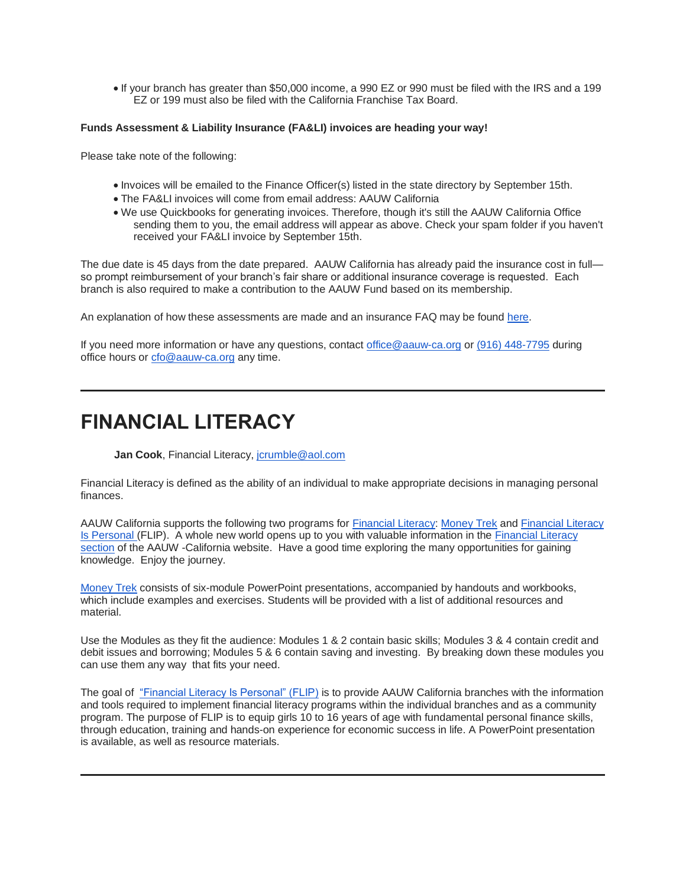- If your branch has greater than $50,000 income, a 990 EZ or 990 must be filed with the IRS and a 199 EZ or 199 must also be filed with the California Franchise Tax Board.

**Funds Assessment & Liability Insurance (FA&LI) invoices are heading your way!**

Please take note of the following:

- Invoices will be emailed to the Finance Officer(s) listed in the state directory by September 15th.
- The FA&LI invoices will come from email address: AAUW California
- We use Quickbooks for generating invoices. Therefore, though it's still the AAUW California Office sending them to you, the email address will appear as above. Check your spam folder if you haven't received your FA&LI invoice by September 15th.

The due date is 45 days from the date prepared. AAUW California has already paid the insurance cost in full—so prompt reimbursement of your branch's fair share or additional insurance coverage is requested. Each branch is also required to make a contribution to the AAUW Fund based on its membership.

An explanation of how these assessments are made and an insurance FAQ may be found here.

If you need more information or have any questions, contact office@aauw-ca.org or (916) 448-7795 during office hours or cfo@aauw-ca.org any time.

---

# FINANCIAL LITERACY

**Jan Cook**, Financial Literacy, jcrumble@aol.com

Financial Literacy is defined as the ability of an individual to make appropriate decisions in managing personal finances.

AAUW California supports the following two programs for Financial Literacy: Money Trek and Financial Literacy Is Personal (FLIP). A whole new world opens up to you with valuable information in the Financial Literacy section of the AAUW -California website. Have a good time exploring the many opportunities for gaining knowledge. Enjoy the journey.

Money Trek consists of six-module PowerPoint presentations, accompanied by handouts and workbooks, which include examples and exercises. Students will be provided with a list of additional resources and material.

Use the Modules as they fit the audience: Modules 1 & 2 contain basic skills; Modules 3 & 4 contain credit and debit issues and borrowing; Modules 5 & 6 contain saving and investing. By breaking down these modules you can use them any way that fits your need.

The goal of "Financial Literacy Is Personal" (FLIP) is to provide AAUW California branches with the information and tools required to implement financial literacy programs within the individual branches and as a community program. The purpose of FLIP is to equip girls 10 to 16 years of age with fundamental personal finance skills, through education, training and hands-on experience for economic success in life. A PowerPoint presentation is available, as well as resource materials.

---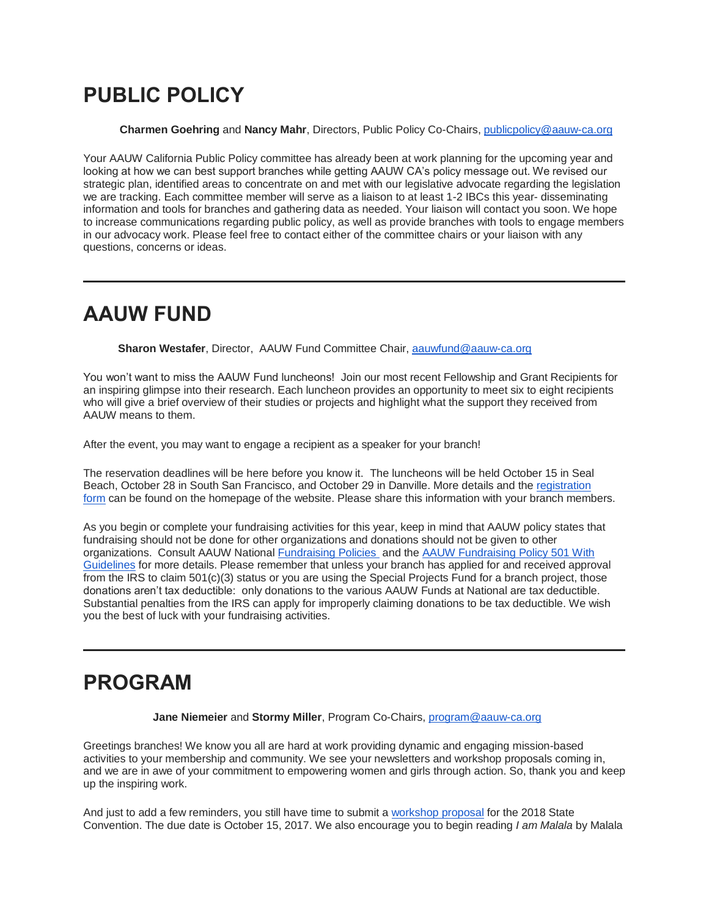# PUBLIC POLICY

**Charmen Goehring** and **Nancy Mahr**, Directors, Public Policy Co-Chairs, publicpolicy@aauw-ca.org

Your AAUW California Public Policy committee has already been at work planning for the upcoming year and looking at how we can best support branches while getting AAUW CA's policy message out. We revised our strategic plan, identified areas to concentrate on and met with our legislative advocate regarding the legislation we are tracking. Each committee member will serve as a liaison to at least 1-2 IBCs this year- disseminating information and tools for branches and gathering data as needed. Your liaison will contact you soon. We hope to increase communications regarding public policy, as well as provide branches with tools to engage members in our advocacy work. Please feel free to contact either of the committee chairs or your liaison with any questions, concerns or ideas.

---

# AAUW FUND

**Sharon Westafer**, Director, AAUW Fund Committee Chair, aauwfund@aauw-ca.org

You won't want to miss the AAUW Fund luncheons! Join our most recent Fellowship and Grant Recipients for an inspiring glimpse into their research. Each luncheon provides an opportunity to meet six to eight recipients who will give a brief overview of their studies or projects and highlight what the support they received from AAUW means to them.

After the event, you may want to engage a recipient as a speaker for your branch!

The reservation deadlines will be here before you know it. The luncheons will be held October 15 in Seal Beach, October 28 in South San Francisco, and October 29 in Danville. More details and the registration form can be found on the homepage of the website. Please share this information with your branch members.

As you begin or complete your fundraising activities for this year, keep in mind that AAUW policy states that fundraising should not be done for other organizations and donations should not be given to other organizations. Consult AAUW National Fundraising Policies and the AAUW Fundraising Policy 501 With Guidelines for more details. Please remember that unless your branch has applied for and received approval from the IRS to claim 501(c)(3) status or you are using the Special Projects Fund for a branch project, those donations aren't tax deductible: only donations to the various AAUW Funds at National are tax deductible. Substantial penalties from the IRS can apply for improperly claiming donations to be tax deductible. We wish you the best of luck with your fundraising activities.

---

# PROGRAM

**Jane Niemeier** and **Stormy Miller**, Program Co-Chairs, program@aauw-ca.org

Greetings branches! We know you all are hard at work providing dynamic and engaging mission-based activities to your membership and community. We see your newsletters and workshop proposals coming in, and we are in awe of your commitment to empowering women and girls through action. So, thank you and keep up the inspiring work.

And just to add a few reminders, you still have time to submit a workshop proposal for the 2018 State Convention. The due date is October 15, 2017. We also encourage you to begin reading *I am Malala* by Malala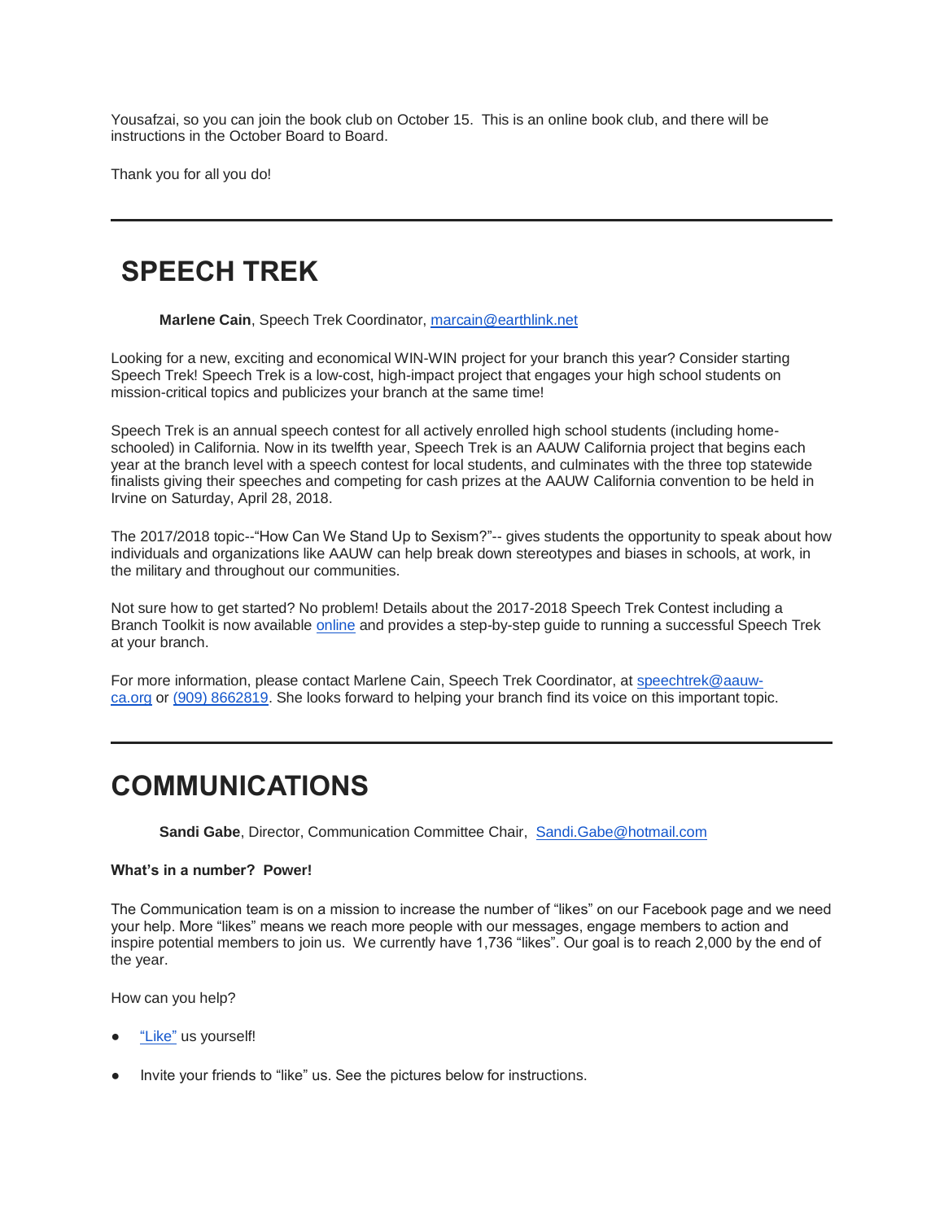Yousafzai, so you can join the book club on October 15. This is an online book club, and there will be instructions in the October Board to Board.

Thank you for all you do!

---

# SPEECH TREK

**Marlene Cain**, Speech Trek Coordinator, [marcain@earthlink.net](mailto:marcain@earthlink.net)

Looking for a new, exciting and economical WIN-WIN project for your branch this year? Consider starting Speech Trek! Speech Trek is a low-cost, high-impact project that engages your high school students on mission-critical topics and publicizes your branch at the same time!

Speech Trek is an annual speech contest for all actively enrolled high school students (including home-schooled) in California. Now in its twelfth year, Speech Trek is an AAUW California project that begins each year at the branch level with a speech contest for local students, and culminates with the three top statewide finalists giving their speeches and competing for cash prizes at the AAUW California convention to be held in Irvine on Saturday, April 28, 2018.

The 2017/2018 topic--"How Can We Stand Up to Sexism?"-- gives students the opportunity to speak about how individuals and organizations like AAUW can help break down stereotypes and biases in schools, at work, in the military and throughout our communities.

Not sure how to get started? No problem! Details about the 2017-2018 Speech Trek Contest including a Branch Toolkit is now available online and provides a step-by-step guide to running a successful Speech Trek at your branch.

For more information, please contact Marlene Cain, Speech Trek Coordinator, at [speechtrek@aauw-ca.org](mailto:speechtrek@aauw-ca.org) or (909) 8662819. She looks forward to helping your branch find its voice on this important topic.

---

# COMMUNICATIONS

**Sandi Gabe**, Director, Communication Committee Chair, [Sandi.Gabe@hotmail.com](mailto:Sandi.Gabe@hotmail.com)

**What's in a number? Power!**

The Communication team is on a mission to increase the number of "likes" on our Facebook page and we need your help. More "likes" means we reach more people with our messages, engage members to action and inspire potential members to join us. We currently have 1,736 "likes". Our goal is to reach 2,000 by the end of the year.

How can you help?

- "Like" us yourself!
- Invite your friends to "like" us. See the pictures below for instructions.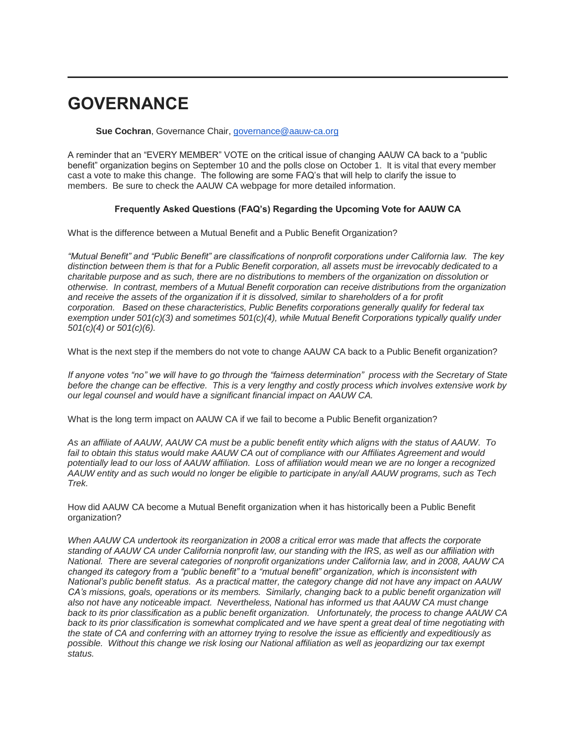# GOVERNANCE

**Sue Cochran**, Governance Chair, [governance@aauw-ca.org](mailto:governance@aauw-ca.org)

A reminder that an "EVERY MEMBER" VOTE on the critical issue of changing AAUW CA back to a "public benefit" organization begins on September 10 and the polls close on October 1. It is vital that every member cast a vote to make this change. The following are some FAQ's that will help to clarify the issue to members. Be sure to check the AAUW CA webpage for more detailed information.

**Frequently Asked Questions (FAQ's) Regarding the Upcoming Vote for AAUW CA**

What is the difference between a Mutual Benefit and a Public Benefit Organization?

*"Mutual Benefit" and "Public Benefit" are classifications of nonprofit corporations under California law. The key distinction between them is that for a Public Benefit corporation, all assets must be irrevocably dedicated to a charitable purpose and as such, there are no distributions to members of the organization on dissolution or otherwise. In contrast, members of a Mutual Benefit corporation can receive distributions from the organization and receive the assets of the organization if it is dissolved, similar to shareholders of a for profit corporation. Based on these characteristics, Public Benefits corporations generally qualify for federal tax exemption under 501(c)(3) and sometimes 501(c)(4), while Mutual Benefit Corporations typically qualify under 501(c)(4) or 501(c)(6).*

What is the next step if the members do not vote to change AAUW CA back to a Public Benefit organization?

*If anyone votes "no" we will have to go through the "fairness determination" process with the Secretary of State before the change can be effective. This is a very lengthy and costly process which involves extensive work by our legal counsel and would have a significant financial impact on AAUW CA.*

What is the long term impact on AAUW CA if we fail to become a Public Benefit organization?

*As an affiliate of AAUW, AAUW CA must be a public benefit entity which aligns with the status of AAUW. To fail to obtain this status would make AAUW CA out of compliance with our Affiliates Agreement and would potentially lead to our loss of AAUW affiliation. Loss of affiliation would mean we are no longer a recognized AAUW entity and as such would no longer be eligible to participate in any/all AAUW programs, such as Tech Trek.*

How did AAUW CA become a Mutual Benefit organization when it has historically been a Public Benefit organization?

*When AAUW CA undertook its reorganization in 2008 a critical error was made that affects the corporate standing of AAUW CA under California nonprofit law, our standing with the IRS, as well as our affiliation with National. There are several categories of nonprofit organizations under California law, and in 2008, AAUW CA changed its category from a "public benefit" to a "mutual benefit" organization, which is inconsistent with National's public benefit status. As a practical matter, the category change did not have any impact on AAUW CA's missions, goals, operations or its members. Similarly, changing back to a public benefit organization will also not have any noticeable impact. Nevertheless, National has informed us that AAUW CA must change back to its prior classification as a public benefit organization. Unfortunately, the process to change AAUW CA back to its prior classification is somewhat complicated and we have spent a great deal of time negotiating with the state of CA and conferring with an attorney trying to resolve the issue as efficiently and expeditiously as possible. Without this change we risk losing our National affiliation as well as jeopardizing our tax exempt status.*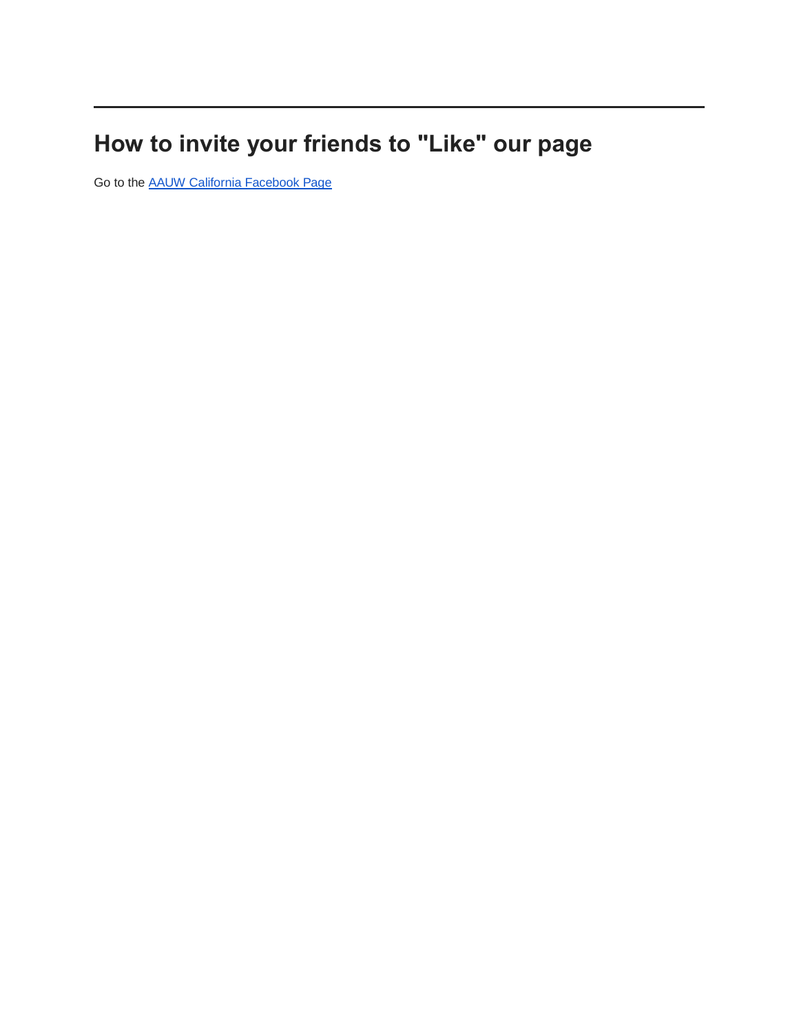---

## How to invite your friends to "Like" our page

Go to the AAUW California Facebook Page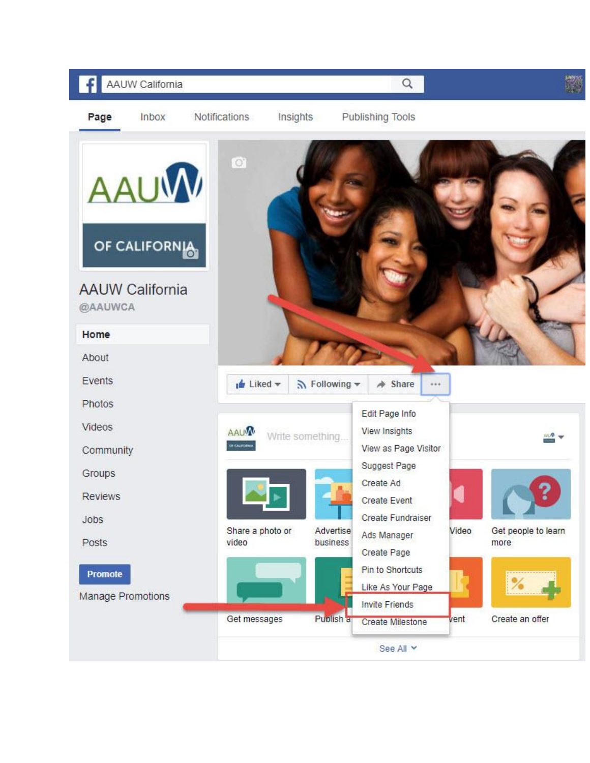AAUW California

Page Inbox Notifications Insights Publishing Tools

AAUW OF CALIFORNIA

AAUW California

@AAUWCA

- Home
- About
- Events
- Photos
- Videos
- Community
- Groups
- Reviews
- Jobs
- Posts

Promote

Manage Promotions

Liked Following Share ···

- Edit Page Info
- View Insights
- View as Page Visitor
- Suggest Page
- Create Ad
- Create Event
- Create Fundraiser
- Ads Manager
- Create Page
- Pin to Shortcuts
- Like As Your Page
- Invite Friends
- Create Milestone

Write something...

Share a photo or video

Advertise business

Video

Get people to learn more

Get messages

Publish a

vent

Create an offer

See All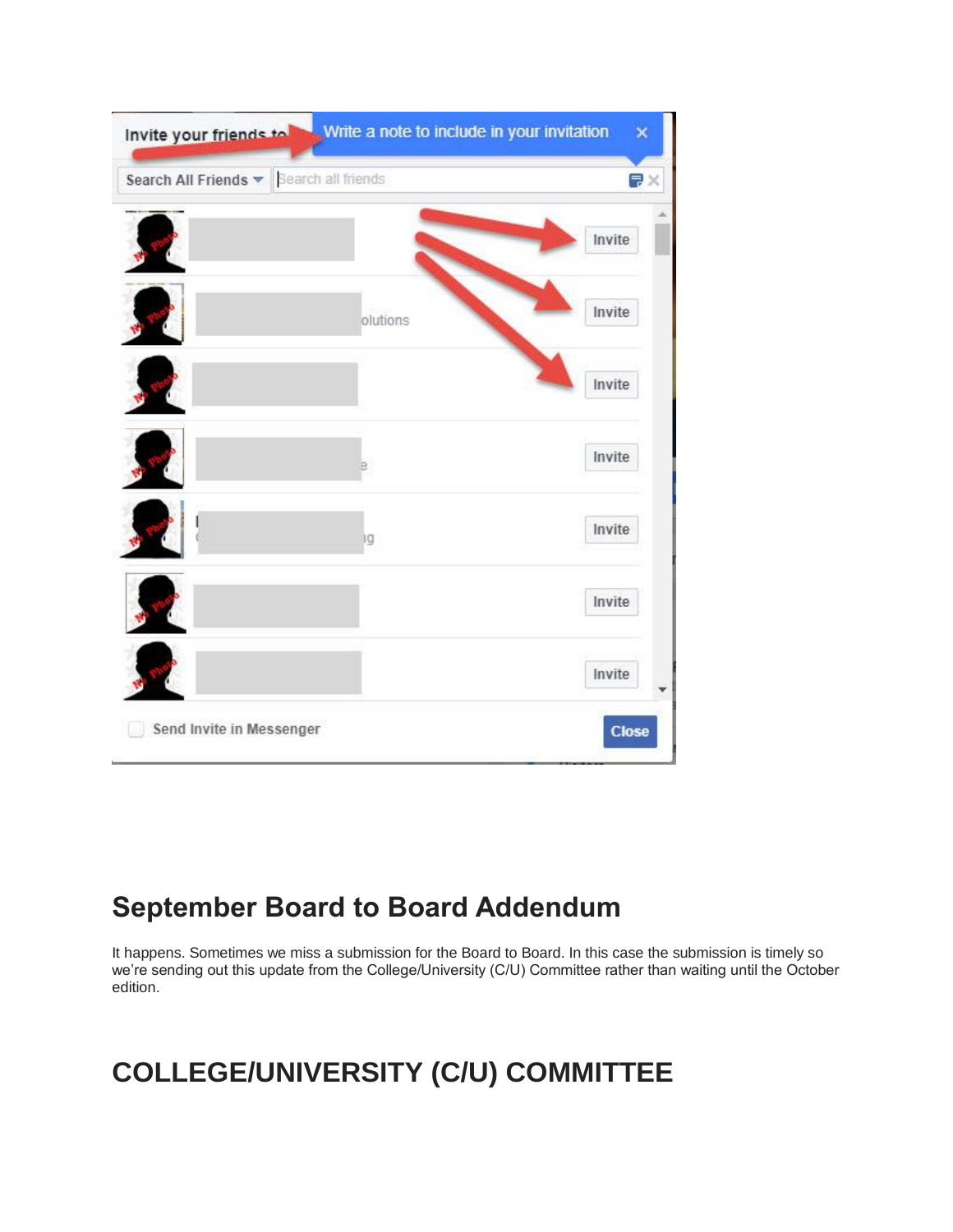## September Board to Board Addendum

It happens. Sometimes we miss a submission for the Board to Board. In this case the submission is timely so we're sending out this update from the College/University (C/U) Committee rather than waiting until the October edition.

# COLLEGE/UNIVERSITY (C/U) COMMITTEE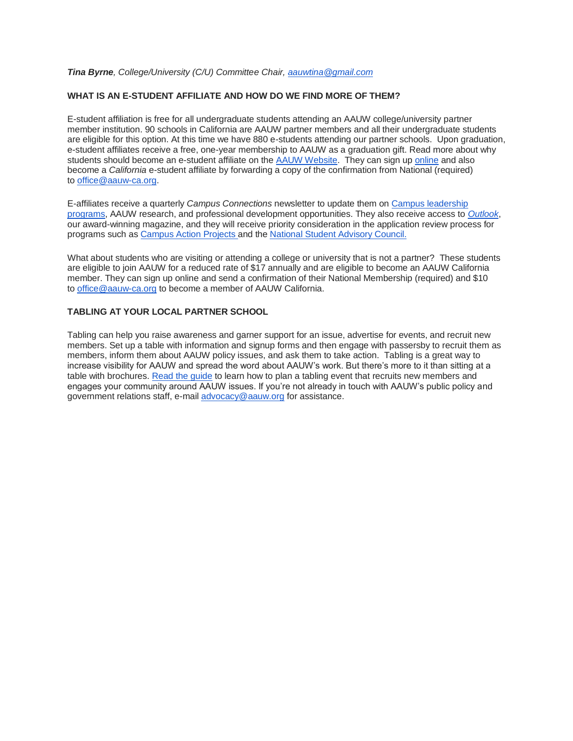***Tina Byrne**, College/University (C/U) Committee Chair, aauwtina@gmail.com*

**WHAT IS AN E-STUDENT AFFILIATE AND HOW DO WE FIND MORE OF THEM?**

E-student affiliation is free for all undergraduate students attending an AAUW college/university partner member institution. 90 schools in California are AAUW partner members and all their undergraduate students are eligible for this option. At this time we have 880 e-students attending our partner schools. Upon graduation, e-student affiliates receive a free, one-year membership to AAUW as a graduation gift. Read more about why students should become an e-student affiliate on the AAUW Website. They can sign up online and also become a *California* e-student affiliate by forwarding a copy of the confirmation from National (required) to office@aauw-ca.org.

E-affiliates receive a quarterly *Campus Connections* newsletter to update them on Campus leadership programs, AAUW research, and professional development opportunities. They also receive access to *Outlook*, our award-winning magazine, and they will receive priority consideration in the application review process for programs such as Campus Action Projects and the National Student Advisory Council.

What about students who are visiting or attending a college or university that is not a partner? These students are eligible to join AAUW for a reduced rate of $17 annually and are eligible to become an AAUW California member. They can sign up online and send a confirmation of their National Membership (required) and $10 to office@aauw-ca.org to become a member of AAUW California.

**TABLING AT YOUR LOCAL PARTNER SCHOOL**

Tabling can help you raise awareness and garner support for an issue, advertise for events, and recruit new members. Set up a table with information and signup forms and then engage with passersby to recruit them as members, inform them about AAUW policy issues, and ask them to take action. Tabling is a great way to increase visibility for AAUW and spread the word about AAUW's work. But there's more to it than sitting at a table with brochures. Read the guide to learn how to plan a tabling event that recruits new members and engages your community around AAUW issues. If you're not already in touch with AAUW's public policy and government relations staff, e-mail advocacy@aauw.org for assistance.